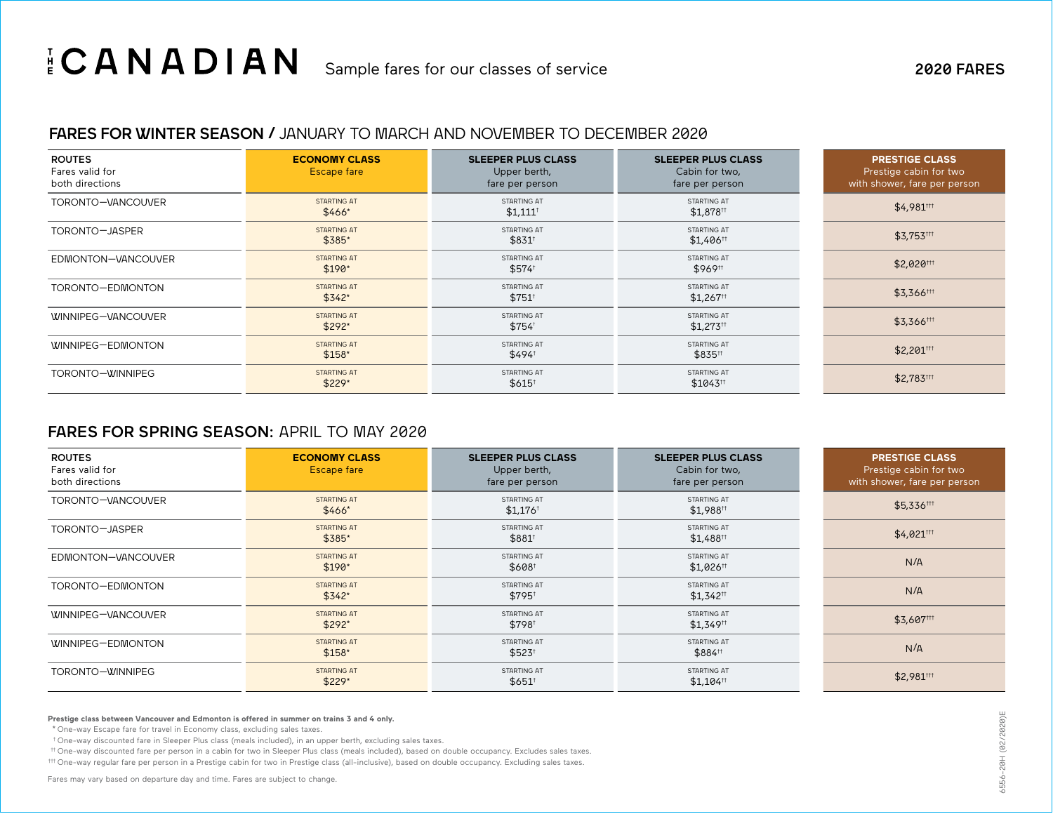# THE CANADIAN

Sample fares for our classes of service

**2020 FARES**

## FARES FOR WINTER SEASON / JANUARY TO MARCH AND NOVEMBER TO DECEMBER 2020

| ROUTES Fares valid for both directions | ECONOMY CLASS Escape fare | SLEEPER PLUS CLASS Upper berth, fare per person | SLEEPER PLUS CLASS Cabin for two, fare per person | PRESTIGE CLASS Prestige cabin for two with shower, fare per person |
|---|---|---|---|---|
| TORONTO—VANCOUVER | STARTING AT $466* | STARTING AT $1,111† | STARTING AT $1,878†† | $4,981††† |
| TORONTO—JASPER | STARTING AT $385* | STARTING AT $831† | STARTING AT $1,406†† | $3,753††† |
| EDMONTON—VANCOUVER | STARTING AT $190* | STARTING AT $574† | STARTING AT $969†† | $2,020††† |
| TORONTO—EDMONTON | STARTING AT $342* | STARTING AT $751† | STARTING AT $1,267†† | $3,366††† |
| WINNIPEG—VANCOUVER | STARTING AT $292* | STARTING AT $754† | STARTING AT $1,273†† | $3,366††† |
| WINNIPEG—EDMONTON | STARTING AT $158* | STARTING AT $494† | STARTING AT $835†† | $2,201††† |
| TORONTO—WINNIPEG | STARTING AT $229* | STARTING AT $615† | STARTING AT $1043†† | $2,783††† |

## FARES FOR SPRING SEASON: APRIL TO MAY 2020

| ROUTES Fares valid for both directions | ECONOMY CLASS Escape fare | SLEEPER PLUS CLASS Upper berth, fare per person | SLEEPER PLUS CLASS Cabin for two, fare per person | PRESTIGE CLASS Prestige cabin for two with shower, fare per person |
|---|---|---|---|---|
| TORONTO—VANCOUVER | STARTING AT $466* | STARTING AT $1,176† | STARTING AT $1,988†† | $5,336††† |
| TORONTO—JASPER | STARTING AT $385* | STARTING AT $881† | STARTING AT $1,488†† | $4,021††† |
| EDMONTON—VANCOUVER | STARTING AT $190* | STARTING AT $608† | STARTING AT $1,026†† | N/A |
| TORONTO—EDMONTON | STARTING AT $342* | STARTING AT $795† | STARTING AT $1,342†† | N/A |
| WINNIPEG—VANCOUVER | STARTING AT $292* | STARTING AT $798† | STARTING AT $1,349†† | $3,607††† |
| WINNIPEG—EDMONTON | STARTING AT $158* | STARTING AT $523† | STARTING AT $884†† | N/A |
| TORONTO—WINNIPEG | STARTING AT $229* | STARTING AT $651† | STARTING AT $1,104†† | $2,981††† |

**Prestige class between Vancouver and Edmonton is offered in summer on trains 3 and 4 only.**

\* One-way Escape fare for travel in Economy class, excluding sales taxes.

† One-way discounted fare in Sleeper Plus class (meals included), in an upper berth, excluding sales taxes.

†† One-way discounted fare per person in a cabin for two in Sleeper Plus class (meals included), based on double occupancy. Excludes sales taxes.

††† One-way regular fare per person in a Prestige cabin for two in Prestige class (all-inclusive), based on double occupancy. Excluding sales taxes.

Fares may vary based on departure day and time. Fares are subject to change.

6556-20H (02/2020)E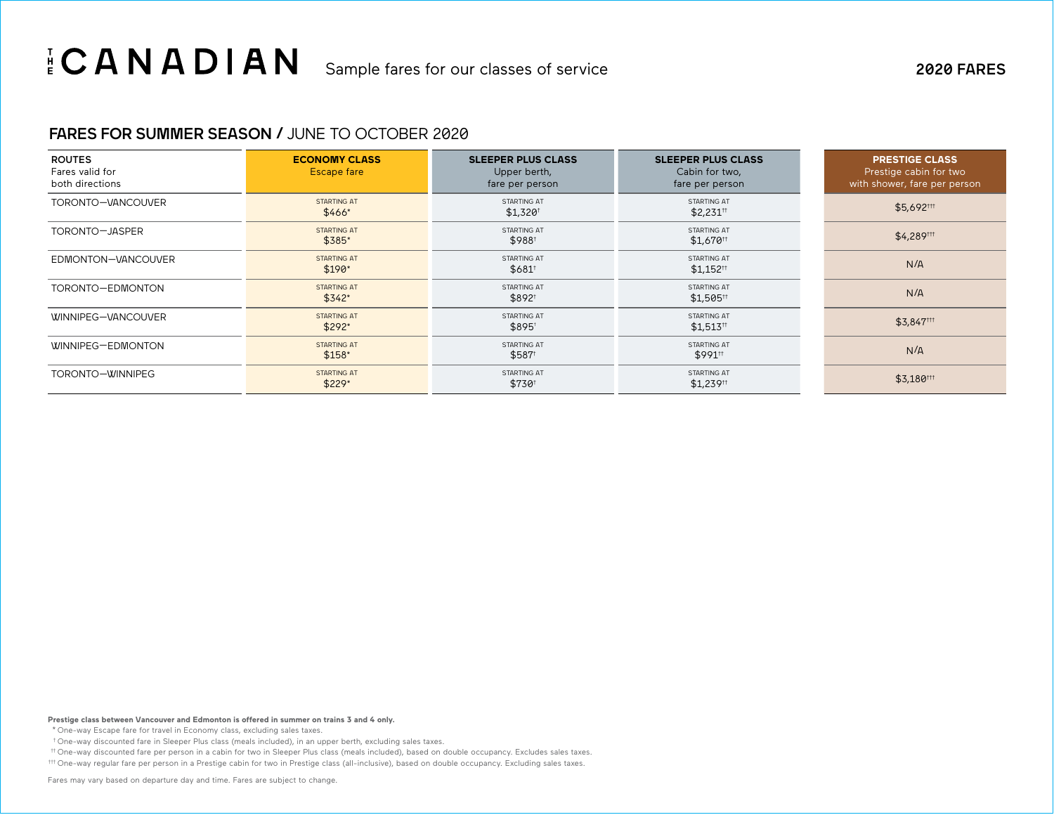# THE CANADIAN Sample fares for our classes of service

**2020 FARES**

## FARES FOR SUMMER SEASON / JUNE TO OCTOBER 2020

| ROUTES Fares valid for both directions | ECONOMY CLASS Escape fare | SLEEPER PLUS CLASS Upper berth, fare per person | SLEEPER PLUS CLASS Cabin for two, fare per person | PRESTIGE CLASS Prestige cabin for two with shower, fare per person |
|---|---|---|---|---|
| TORONTO—VANCOUVER | STARTING AT $466* | STARTING AT $1,320† | STARTING AT $2,231†† | $5,692††† |
| TORONTO—JASPER | STARTING AT $385* | STARTING AT $988† | STARTING AT $1,670†† | $4,289††† |
| EDMONTON—VANCOUVER | STARTING AT $190* | STARTING AT $681† | STARTING AT $1,152†† | N/A |
| TORONTO—EDMONTON | STARTING AT $342* | STARTING AT $892† | STARTING AT $1,505†† | N/A |
| WINNIPEG—VANCOUVER | STARTING AT $292* | STARTING AT $895† | STARTING AT $1,513†† | $3,847††† |
| WINNIPEG—EDMONTON | STARTING AT $158* | STARTING AT $587† | STARTING AT $991†† | N/A |
| TORONTO—WINNIPEG | STARTING AT $229* | STARTING AT $730† | STARTING AT $1,239†† | $3,180††† |

**Prestige class between Vancouver and Edmonton is offered in summer on trains 3 and 4 only.**

\* One-way Escape fare for travel in Economy class, excluding sales taxes.

† One-way discounted fare in Sleeper Plus class (meals included), in an upper berth, excluding sales taxes.

†† One-way discounted fare per person in a cabin for two in Sleeper Plus class (meals included), based on double occupancy. Excludes sales taxes.

††† One-way regular fare per person in a Prestige cabin for two in Prestige class (all-inclusive), based on double occupancy. Excluding sales taxes.

Fares may vary based on departure day and time. Fares are subject to change.